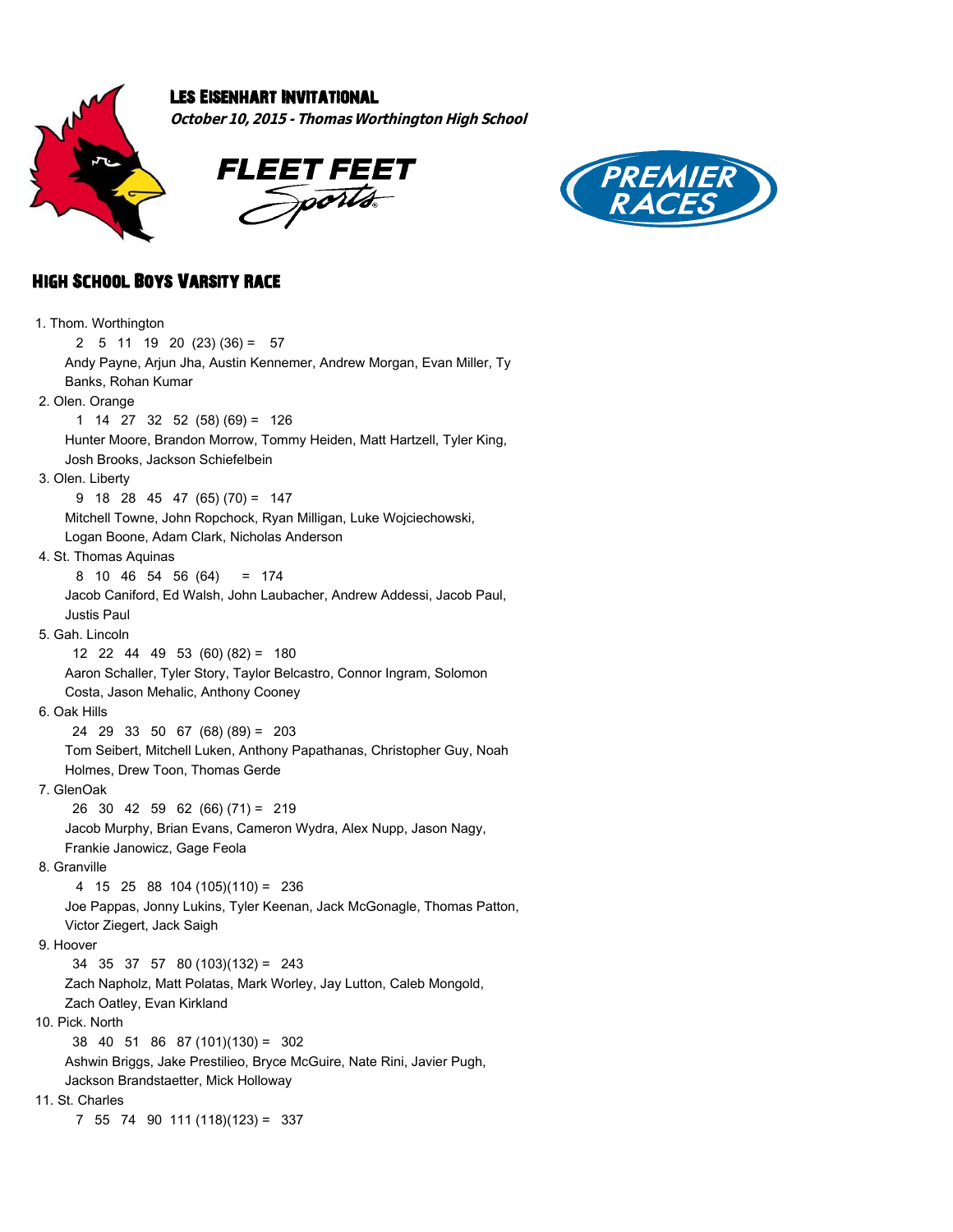# Les Eisenhart Invitational

***October 10, 2015 - Thomas Worthington High School***

FLEET FEET Sports

PREMIER RACES

## High School Boys Varsity Race

1. Thom. Worthington
   2 5 11 19 20 (23) (36) = 57
   Andy Payne, Arjun Jha, Austin Kennemer, Andrew Morgan, Evan Miller, Ty Banks, Rohan Kumar
2. Olen. Orange
   1 14 27 32 52 (58) (69) = 126
   Hunter Moore, Brandon Morrow, Tommy Heiden, Matt Hartzell, Tyler King, Josh Brooks, Jackson Schiefelbein
3. Olen. Liberty
   9 18 28 45 47 (65) (70) = 147
   Mitchell Towne, John Ropchock, Ryan Milligan, Luke Wojciechowski, Logan Boone, Adam Clark, Nicholas Anderson
4. St. Thomas Aquinas
   8 10 46 54 56 (64) = 174
   Jacob Caniford, Ed Walsh, John Laubacher, Andrew Addessi, Jacob Paul, Justis Paul
5. Gah. Lincoln
   12 22 44 49 53 (60) (82) = 180
   Aaron Schaller, Tyler Story, Taylor Belcastro, Connor Ingram, Solomon Costa, Jason Mehalic, Anthony Cooney
6. Oak Hills
   24 29 33 50 67 (68) (89) = 203
   Tom Seibert, Mitchell Luken, Anthony Papathanas, Christopher Guy, Noah Holmes, Drew Toon, Thomas Gerde
7. GlenOak
   26 30 42 59 62 (66) (71) = 219
   Jacob Murphy, Brian Evans, Cameron Wydra, Alex Nupp, Jason Nagy, Frankie Janowicz, Gage Feola
8. Granville
   4 15 25 88 104 (105)(110) = 236
   Joe Pappas, Jonny Lukins, Tyler Keenan, Jack McGonagle, Thomas Patton, Victor Ziegert, Jack Saigh
9. Hoover
   34 35 37 57 80 (103)(132) = 243
   Zach Napholz, Matt Polatas, Mark Worley, Jay Lutton, Caleb Mongold, Zach Oatley, Evan Kirkland
10. Pick. North
    38 40 51 86 87 (101)(130) = 302
    Ashwin Briggs, Jake Prestilieo, Bryce McGuire, Nate Rini, Javier Pugh, Jackson Brandstaetter, Mick Holloway
11. St. Charles
    7 55 74 90 111 (118)(123) = 337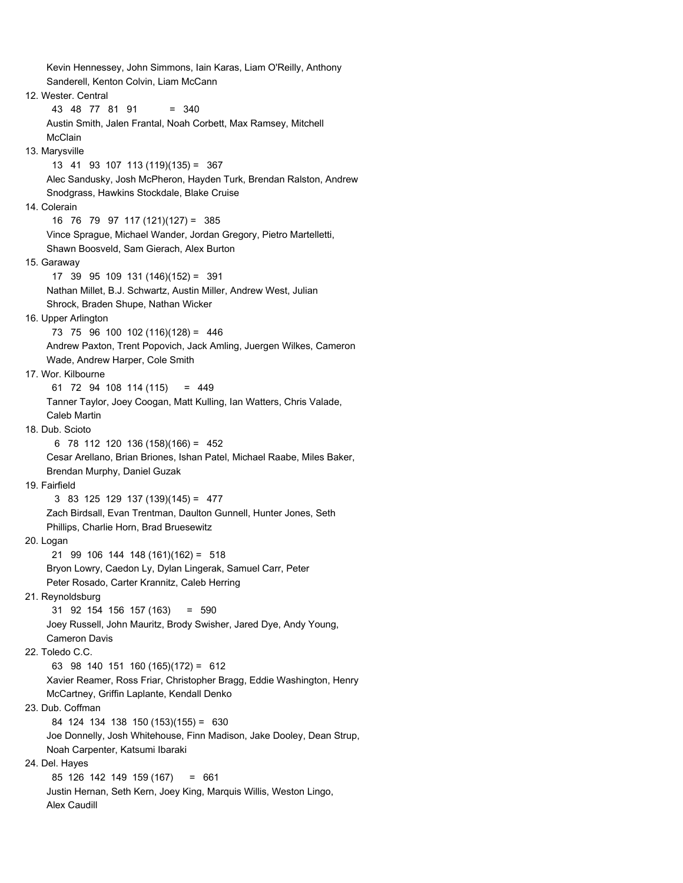Kevin Hennessey, John Simmons, Iain Karas, Liam O'Reilly, Anthony Sanderell, Kenton Colvin, Liam McCann

12. Wester. Central
    43 48 77 81 91 = 340
    Austin Smith, Jalen Frantal, Noah Corbett, Max Ramsey, Mitchell McClain
13. Marysville
    13 41 93 107 113 (119)(135) = 367
    Alec Sandusky, Josh McPheron, Hayden Turk, Brendan Ralston, Andrew Snodgrass, Hawkins Stockdale, Blake Cruise
14. Colerain
    16 76 79 97 117 (121)(127) = 385
    Vince Sprague, Michael Wander, Jordan Gregory, Pietro Martelletti, Shawn Boosveld, Sam Gierach, Alex Burton
15. Garaway
    17 39 95 109 131 (146)(152) = 391
    Nathan Millet, B.J. Schwartz, Austin Miller, Andrew West, Julian Shrock, Braden Shupe, Nathan Wicker
16. Upper Arlington
    73 75 96 100 102 (116)(128) = 446
    Andrew Paxton, Trent Popovich, Jack Amling, Juergen Wilkes, Cameron Wade, Andrew Harper, Cole Smith
17. Wor. Kilbourne
    61 72 94 108 114 (115) = 449
    Tanner Taylor, Joey Coogan, Matt Kulling, Ian Watters, Chris Valade, Caleb Martin
18. Dub. Scioto
    6 78 112 120 136 (158)(166) = 452
    Cesar Arellano, Brian Briones, Ishan Patel, Michael Raabe, Miles Baker, Brendan Murphy, Daniel Guzak
19. Fairfield
    3 83 125 129 137 (139)(145) = 477
    Zach Birdsall, Evan Trentman, Daulton Gunnell, Hunter Jones, Seth Phillips, Charlie Horn, Brad Bruesewitz
20. Logan
    21 99 106 144 148 (161)(162) = 518
    Bryon Lowry, Caedon Ly, Dylan Lingerak, Samuel Carr, Peter Peter Rosado, Carter Krannitz, Caleb Herring
21. Reynoldsburg
    31 92 154 156 157 (163) = 590
    Joey Russell, John Mauritz, Brody Swisher, Jared Dye, Andy Young, Cameron Davis
22. Toledo C.C.
    63 98 140 151 160 (165)(172) = 612
    Xavier Reamer, Ross Friar, Christopher Bragg, Eddie Washington, Henry McCartney, Griffin Laplante, Kendall Denko
23. Dub. Coffman
    84 124 134 138 150 (153)(155) = 630
    Joe Donnelly, Josh Whitehouse, Finn Madison, Jake Dooley, Dean Strup, Noah Carpenter, Katsumi Ibaraki
24. Del. Hayes
    85 126 142 149 159 (167) = 661
    Justin Hernan, Seth Kern, Joey King, Marquis Willis, Weston Lingo, Alex Caudill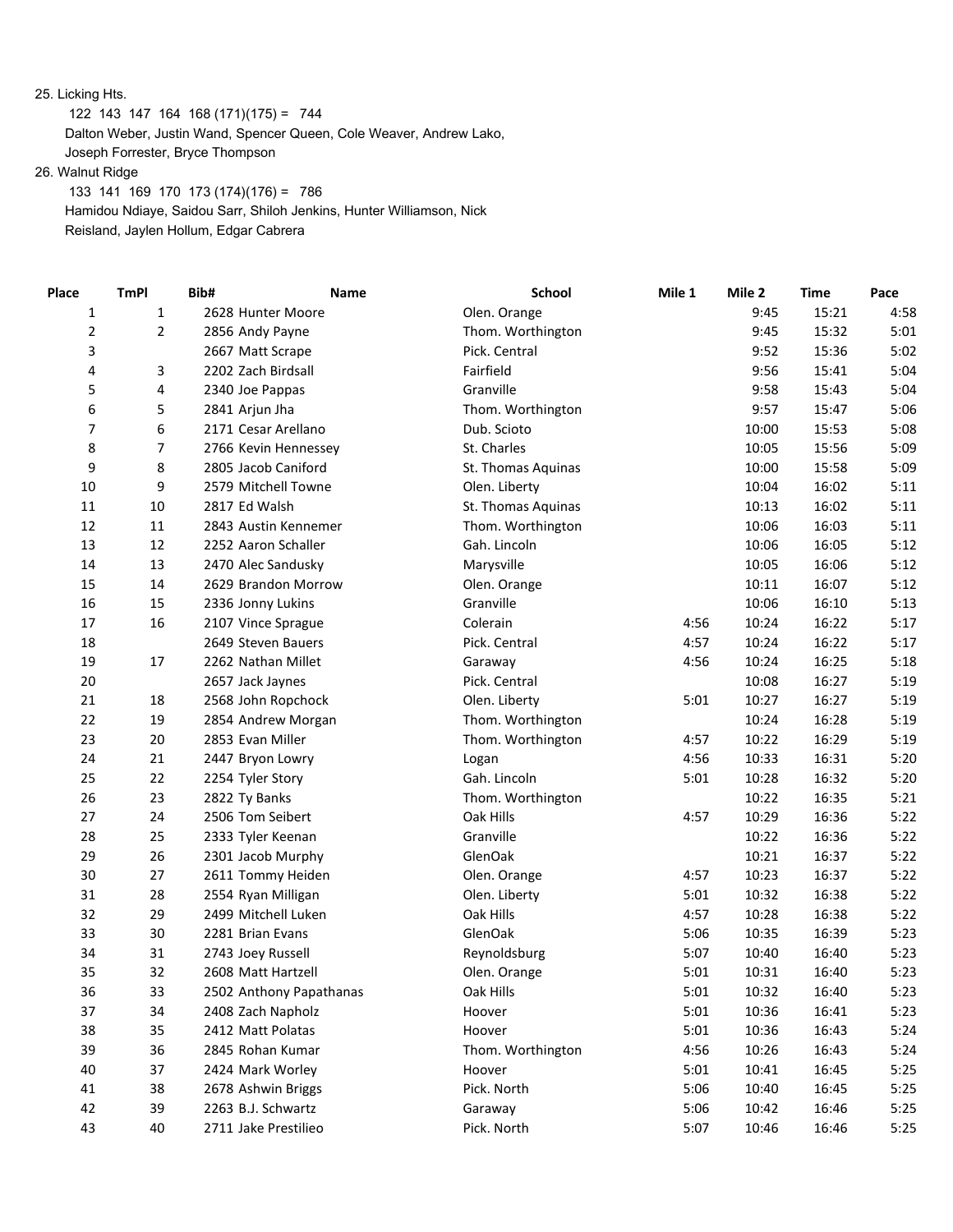25. Licking Hts.

122 143 147 164 168 (171)(175) = 744

Dalton Weber, Justin Wand, Spencer Queen, Cole Weaver, Andrew Lako, Joseph Forrester, Bryce Thompson

26. Walnut Ridge

133 141 169 170 173 (174)(176) = 786

Hamidou Ndiaye, Saidou Sarr, Shiloh Jenkins, Hunter Williamson, Nick Reisland, Jaylen Hollum, Edgar Cabrera

| Place | TmPl | Bib# | Name | School | Mile 1 | Mile 2 | Time | Pace |
|---|---|---|---|---|---|---|---|---|
| 1 | 1 | 2628 | Hunter Moore | Olen. Orange | | 9:45 | 15:21 | 4:58 |
| 2 | 2 | 2856 | Andy Payne | Thom. Worthington | | 9:45 | 15:32 | 5:01 |
| 3 | | 2667 | Matt Scrape | Pick. Central | | 9:52 | 15:36 | 5:02 |
| 4 | 3 | 2202 | Zach Birdsall | Fairfield | | 9:56 | 15:41 | 5:04 |
| 5 | 4 | 2340 | Joe Pappas | Granville | | 9:58 | 15:43 | 5:04 |
| 6 | 5 | 2841 | Arjun Jha | Thom. Worthington | | 9:57 | 15:47 | 5:06 |
| 7 | 6 | 2171 | Cesar Arellano | Dub. Scioto | | 10:00 | 15:53 | 5:08 |
| 8 | 7 | 2766 | Kevin Hennessey | St. Charles | | 10:05 | 15:56 | 5:09 |
| 9 | 8 | 2805 | Jacob Caniford | St. Thomas Aquinas | | 10:00 | 15:58 | 5:09 |
| 10 | 9 | 2579 | Mitchell Towne | Olen. Liberty | | 10:04 | 16:02 | 5:11 |
| 11 | 10 | 2817 | Ed Walsh | St. Thomas Aquinas | | 10:13 | 16:02 | 5:11 |
| 12 | 11 | 2843 | Austin Kennemer | Thom. Worthington | | 10:06 | 16:03 | 5:11 |
| 13 | 12 | 2252 | Aaron Schaller | Gah. Lincoln | | 10:06 | 16:05 | 5:12 |
| 14 | 13 | 2470 | Alec Sandusky | Marysville | | 10:05 | 16:06 | 5:12 |
| 15 | 14 | 2629 | Brandon Morrow | Olen. Orange | | 10:11 | 16:07 | 5:12 |
| 16 | 15 | 2336 | Jonny Lukins | Granville | | 10:06 | 16:10 | 5:13 |
| 17 | 16 | 2107 | Vince Sprague | Colerain | 4:56 | 10:24 | 16:22 | 5:17 |
| 18 | | 2649 | Steven Bauers | Pick. Central | 4:57 | 10:24 | 16:22 | 5:17 |
| 19 | 17 | 2262 | Nathan Millet | Garaway | 4:56 | 10:24 | 16:25 | 5:18 |
| 20 | | 2657 | Jack Jaynes | Pick. Central | | 10:08 | 16:27 | 5:19 |
| 21 | 18 | 2568 | John Ropchock | Olen. Liberty | 5:01 | 10:27 | 16:27 | 5:19 |
| 22 | 19 | 2854 | Andrew Morgan | Thom. Worthington | | 10:24 | 16:28 | 5:19 |
| 23 | 20 | 2853 | Evan Miller | Thom. Worthington | 4:57 | 10:22 | 16:29 | 5:19 |
| 24 | 21 | 2447 | Bryon Lowry | Logan | 4:56 | 10:33 | 16:31 | 5:20 |
| 25 | 22 | 2254 | Tyler Story | Gah. Lincoln | 5:01 | 10:28 | 16:32 | 5:20 |
| 26 | 23 | 2822 | Ty Banks | Thom. Worthington | | 10:22 | 16:35 | 5:21 |
| 27 | 24 | 2506 | Tom Seibert | Oak Hills | 4:57 | 10:29 | 16:36 | 5:22 |
| 28 | 25 | 2333 | Tyler Keenan | Granville | | 10:22 | 16:36 | 5:22 |
| 29 | 26 | 2301 | Jacob Murphy | GlenOak | | 10:21 | 16:37 | 5:22 |
| 30 | 27 | 2611 | Tommy Heiden | Olen. Orange | 4:57 | 10:23 | 16:37 | 5:22 |
| 31 | 28 | 2554 | Ryan Milligan | Olen. Liberty | 5:01 | 10:32 | 16:38 | 5:22 |
| 32 | 29 | 2499 | Mitchell Luken | Oak Hills | 4:57 | 10:28 | 16:38 | 5:22 |
| 33 | 30 | 2281 | Brian Evans | GlenOak | 5:06 | 10:35 | 16:39 | 5:23 |
| 34 | 31 | 2743 | Joey Russell | Reynoldsburg | 5:07 | 10:40 | 16:40 | 5:23 |
| 35 | 32 | 2608 | Matt Hartzell | Olen. Orange | 5:01 | 10:31 | 16:40 | 5:23 |
| 36 | 33 | 2502 | Anthony Papathanas | Oak Hills | 5:01 | 10:32 | 16:40 | 5:23 |
| 37 | 34 | 2408 | Zach Napholz | Hoover | 5:01 | 10:36 | 16:41 | 5:23 |
| 38 | 35 | 2412 | Matt Polatas | Hoover | 5:01 | 10:36 | 16:43 | 5:24 |
| 39 | 36 | 2845 | Rohan Kumar | Thom. Worthington | 4:56 | 10:26 | 16:43 | 5:24 |
| 40 | 37 | 2424 | Mark Worley | Hoover | 5:01 | 10:41 | 16:45 | 5:25 |
| 41 | 38 | 2678 | Ashwin Briggs | Pick. North | 5:06 | 10:40 | 16:45 | 5:25 |
| 42 | 39 | 2263 | B.J. Schwartz | Garaway | 5:06 | 10:42 | 16:46 | 5:25 |
| 43 | 40 | 2711 | Jake Prestilieo | Pick. North | 5:07 | 10:46 | 16:46 | 5:25 |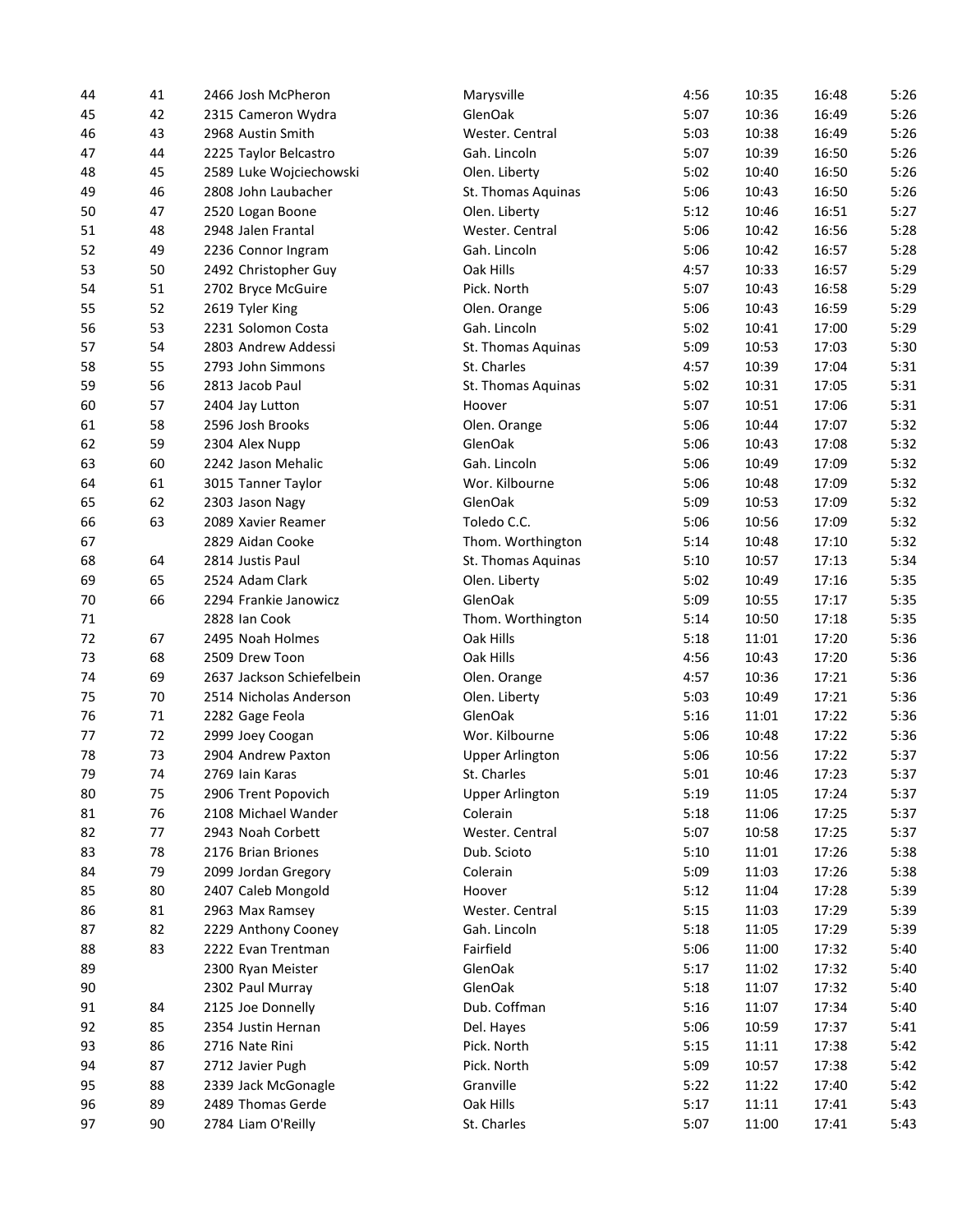| | | | | | | | |
|---|---|---|---|---|---|---|---|
| 44 | 41 | 2466 Josh McPheron | Marysville | 4:56 | 10:35 | 16:48 | 5:26 |
| 45 | 42 | 2315 Cameron Wydra | GlenOak | 5:07 | 10:36 | 16:49 | 5:26 |
| 46 | 43 | 2968 Austin Smith | Wester. Central | 5:03 | 10:38 | 16:49 | 5:26 |
| 47 | 44 | 2225 Taylor Belcastro | Gah. Lincoln | 5:07 | 10:39 | 16:50 | 5:26 |
| 48 | 45 | 2589 Luke Wojciechowski | Olen. Liberty | 5:02 | 10:40 | 16:50 | 5:26 |
| 49 | 46 | 2808 John Laubacher | St. Thomas Aquinas | 5:06 | 10:43 | 16:50 | 5:26 |
| 50 | 47 | 2520 Logan Boone | Olen. Liberty | 5:12 | 10:46 | 16:51 | 5:27 |
| 51 | 48 | 2948 Jalen Frantal | Wester. Central | 5:06 | 10:42 | 16:56 | 5:28 |
| 52 | 49 | 2236 Connor Ingram | Gah. Lincoln | 5:06 | 10:42 | 16:57 | 5:28 |
| 53 | 50 | 2492 Christopher Guy | Oak Hills | 4:57 | 10:33 | 16:57 | 5:29 |
| 54 | 51 | 2702 Bryce McGuire | Pick. North | 5:07 | 10:43 | 16:58 | 5:29 |
| 55 | 52 | 2619 Tyler King | Olen. Orange | 5:06 | 10:43 | 16:59 | 5:29 |
| 56 | 53 | 2231 Solomon Costa | Gah. Lincoln | 5:02 | 10:41 | 17:00 | 5:29 |
| 57 | 54 | 2803 Andrew Addessi | St. Thomas Aquinas | 5:09 | 10:53 | 17:03 | 5:30 |
| 58 | 55 | 2793 John Simmons | St. Charles | 4:57 | 10:39 | 17:04 | 5:31 |
| 59 | 56 | 2813 Jacob Paul | St. Thomas Aquinas | 5:02 | 10:31 | 17:05 | 5:31 |
| 60 | 57 | 2404 Jay Lutton | Hoover | 5:07 | 10:51 | 17:06 | 5:31 |
| 61 | 58 | 2596 Josh Brooks | Olen. Orange | 5:06 | 10:44 | 17:07 | 5:32 |
| 62 | 59 | 2304 Alex Nupp | GlenOak | 5:06 | 10:43 | 17:08 | 5:32 |
| 63 | 60 | 2242 Jason Mehalic | Gah. Lincoln | 5:06 | 10:49 | 17:09 | 5:32 |
| 64 | 61 | 3015 Tanner Taylor | Wor. Kilbourne | 5:06 | 10:48 | 17:09 | 5:32 |
| 65 | 62 | 2303 Jason Nagy | GlenOak | 5:09 | 10:53 | 17:09 | 5:32 |
| 66 | 63 | 2089 Xavier Reamer | Toledo C.C. | 5:06 | 10:56 | 17:09 | 5:32 |
| 67 | | 2829 Aidan Cooke | Thom. Worthington | 5:14 | 10:48 | 17:10 | 5:32 |
| 68 | 64 | 2814 Justis Paul | St. Thomas Aquinas | 5:10 | 10:57 | 17:13 | 5:34 |
| 69 | 65 | 2524 Adam Clark | Olen. Liberty | 5:02 | 10:49 | 17:16 | 5:35 |
| 70 | 66 | 2294 Frankie Janowicz | GlenOak | 5:09 | 10:55 | 17:17 | 5:35 |
| 71 | | 2828 Ian Cook | Thom. Worthington | 5:14 | 10:50 | 17:18 | 5:35 |
| 72 | 67 | 2495 Noah Holmes | Oak Hills | 5:18 | 11:01 | 17:20 | 5:36 |
| 73 | 68 | 2509 Drew Toon | Oak Hills | 4:56 | 10:43 | 17:20 | 5:36 |
| 74 | 69 | 2637 Jackson Schiefelbein | Olen. Orange | 4:57 | 10:36 | 17:21 | 5:36 |
| 75 | 70 | 2514 Nicholas Anderson | Olen. Liberty | 5:03 | 10:49 | 17:21 | 5:36 |
| 76 | 71 | 2282 Gage Feola | GlenOak | 5:16 | 11:01 | 17:22 | 5:36 |
| 77 | 72 | 2999 Joey Coogan | Wor. Kilbourne | 5:06 | 10:48 | 17:22 | 5:36 |
| 78 | 73 | 2904 Andrew Paxton | Upper Arlington | 5:06 | 10:56 | 17:22 | 5:37 |
| 79 | 74 | 2769 Iain Karas | St. Charles | 5:01 | 10:46 | 17:23 | 5:37 |
| 80 | 75 | 2906 Trent Popovich | Upper Arlington | 5:19 | 11:05 | 17:24 | 5:37 |
| 81 | 76 | 2108 Michael Wander | Colerain | 5:18 | 11:06 | 17:25 | 5:37 |
| 82 | 77 | 2943 Noah Corbett | Wester. Central | 5:07 | 10:58 | 17:25 | 5:37 |
| 83 | 78 | 2176 Brian Briones | Dub. Scioto | 5:10 | 11:01 | 17:26 | 5:38 |
| 84 | 79 | 2099 Jordan Gregory | Colerain | 5:09 | 11:03 | 17:26 | 5:38 |
| 85 | 80 | 2407 Caleb Mongold | Hoover | 5:12 | 11:04 | 17:28 | 5:39 |
| 86 | 81 | 2963 Max Ramsey | Wester. Central | 5:15 | 11:03 | 17:29 | 5:39 |
| 87 | 82 | 2229 Anthony Cooney | Gah. Lincoln | 5:18 | 11:05 | 17:29 | 5:39 |
| 88 | 83 | 2222 Evan Trentman | Fairfield | 5:06 | 11:00 | 17:32 | 5:40 |
| 89 | | 2300 Ryan Meister | GlenOak | 5:17 | 11:02 | 17:32 | 5:40 |
| 90 | | 2302 Paul Murray | GlenOak | 5:18 | 11:07 | 17:32 | 5:40 |
| 91 | 84 | 2125 Joe Donnelly | Dub. Coffman | 5:16 | 11:07 | 17:34 | 5:40 |
| 92 | 85 | 2354 Justin Hernan | Del. Hayes | 5:06 | 10:59 | 17:37 | 5:41 |
| 93 | 86 | 2716 Nate Rini | Pick. North | 5:15 | 11:11 | 17:38 | 5:42 |
| 94 | 87 | 2712 Javier Pugh | Pick. North | 5:09 | 10:57 | 17:38 | 5:42 |
| 95 | 88 | 2339 Jack McGonagle | Granville | 5:22 | 11:22 | 17:40 | 5:42 |
| 96 | 89 | 2489 Thomas Gerde | Oak Hills | 5:17 | 11:11 | 17:41 | 5:43 |
| 97 | 90 | 2784 Liam O'Reilly | St. Charles | 5:07 | 11:00 | 17:41 | 5:43 |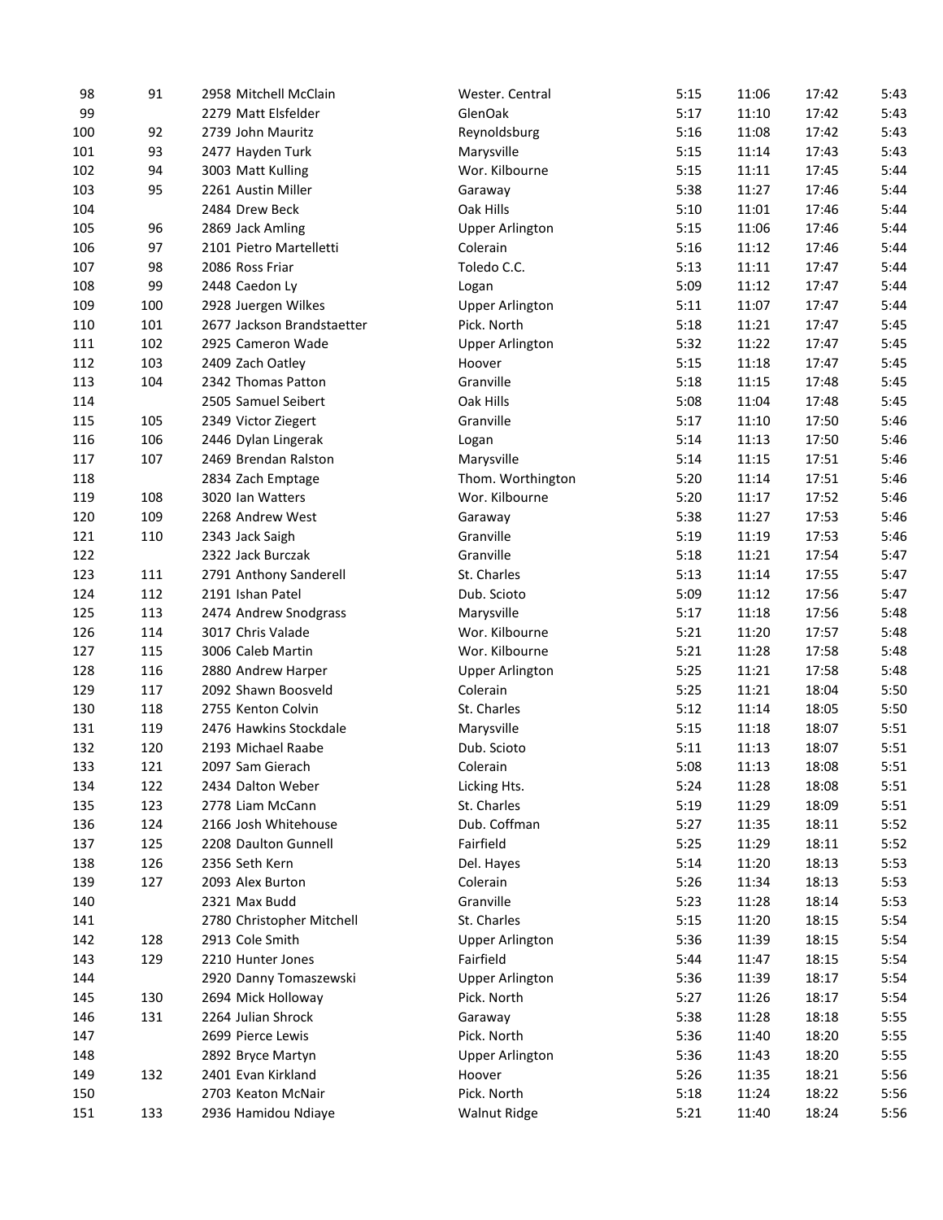| | | | | | | | |
|---|---|---|---|---|---|---|---|
| 98 | 91 | 2958 Mitchell McClain | Wester. Central | 5:15 | 11:06 | 17:42 | 5:43 |
| 99 | | 2279 Matt Elsfelder | GlenOak | 5:17 | 11:10 | 17:42 | 5:43 |
| 100 | 92 | 2739 John Mauritz | Reynoldsburg | 5:16 | 11:08 | 17:42 | 5:43 |
| 101 | 93 | 2477 Hayden Turk | Marysville | 5:15 | 11:14 | 17:43 | 5:43 |
| 102 | 94 | 3003 Matt Kulling | Wor. Kilbourne | 5:15 | 11:11 | 17:45 | 5:44 |
| 103 | 95 | 2261 Austin Miller | Garaway | 5:38 | 11:27 | 17:46 | 5:44 |
| 104 | | 2484 Drew Beck | Oak Hills | 5:10 | 11:01 | 17:46 | 5:44 |
| 105 | 96 | 2869 Jack Amling | Upper Arlington | 5:15 | 11:06 | 17:46 | 5:44 |
| 106 | 97 | 2101 Pietro Martelletti | Colerain | 5:16 | 11:12 | 17:46 | 5:44 |
| 107 | 98 | 2086 Ross Friar | Toledo C.C. | 5:13 | 11:11 | 17:47 | 5:44 |
| 108 | 99 | 2448 Caedon Ly | Logan | 5:09 | 11:12 | 17:47 | 5:44 |
| 109 | 100 | 2928 Juergen Wilkes | Upper Arlington | 5:11 | 11:07 | 17:47 | 5:44 |
| 110 | 101 | 2677 Jackson Brandstaetter | Pick. North | 5:18 | 11:21 | 17:47 | 5:45 |
| 111 | 102 | 2925 Cameron Wade | Upper Arlington | 5:32 | 11:22 | 17:47 | 5:45 |
| 112 | 103 | 2409 Zach Oatley | Hoover | 5:15 | 11:18 | 17:47 | 5:45 |
| 113 | 104 | 2342 Thomas Patton | Granville | 5:18 | 11:15 | 17:48 | 5:45 |
| 114 | | 2505 Samuel Seibert | Oak Hills | 5:08 | 11:04 | 17:48 | 5:45 |
| 115 | 105 | 2349 Victor Ziegert | Granville | 5:17 | 11:10 | 17:50 | 5:46 |
| 116 | 106 | 2446 Dylan Lingerak | Logan | 5:14 | 11:13 | 17:50 | 5:46 |
| 117 | 107 | 2469 Brendan Ralston | Marysville | 5:14 | 11:15 | 17:51 | 5:46 |
| 118 | | 2834 Zach Emptage | Thom. Worthington | 5:20 | 11:14 | 17:51 | 5:46 |
| 119 | 108 | 3020 Ian Watters | Wor. Kilbourne | 5:20 | 11:17 | 17:52 | 5:46 |
| 120 | 109 | 2268 Andrew West | Garaway | 5:38 | 11:27 | 17:53 | 5:46 |
| 121 | 110 | 2343 Jack Saigh | Granville | 5:19 | 11:19 | 17:53 | 5:46 |
| 122 | | 2322 Jack Burczak | Granville | 5:18 | 11:21 | 17:54 | 5:47 |
| 123 | 111 | 2791 Anthony Sanderell | St. Charles | 5:13 | 11:14 | 17:55 | 5:47 |
| 124 | 112 | 2191 Ishan Patel | Dub. Scioto | 5:09 | 11:12 | 17:56 | 5:47 |
| 125 | 113 | 2474 Andrew Snodgrass | Marysville | 5:17 | 11:18 | 17:56 | 5:48 |
| 126 | 114 | 3017 Chris Valade | Wor. Kilbourne | 5:21 | 11:20 | 17:57 | 5:48 |
| 127 | 115 | 3006 Caleb Martin | Wor. Kilbourne | 5:21 | 11:28 | 17:58 | 5:48 |
| 128 | 116 | 2880 Andrew Harper | Upper Arlington | 5:25 | 11:21 | 17:58 | 5:48 |
| 129 | 117 | 2092 Shawn Boosveld | Colerain | 5:25 | 11:21 | 18:04 | 5:50 |
| 130 | 118 | 2755 Kenton Colvin | St. Charles | 5:12 | 11:14 | 18:05 | 5:50 |
| 131 | 119 | 2476 Hawkins Stockdale | Marysville | 5:15 | 11:18 | 18:07 | 5:51 |
| 132 | 120 | 2193 Michael Raabe | Dub. Scioto | 5:11 | 11:13 | 18:07 | 5:51 |
| 133 | 121 | 2097 Sam Gierach | Colerain | 5:08 | 11:13 | 18:08 | 5:51 |
| 134 | 122 | 2434 Dalton Weber | Licking Hts. | 5:24 | 11:28 | 18:08 | 5:51 |
| 135 | 123 | 2778 Liam McCann | St. Charles | 5:19 | 11:29 | 18:09 | 5:51 |
| 136 | 124 | 2166 Josh Whitehouse | Dub. Coffman | 5:27 | 11:35 | 18:11 | 5:52 |
| 137 | 125 | 2208 Daulton Gunnell | Fairfield | 5:25 | 11:29 | 18:11 | 5:52 |
| 138 | 126 | 2356 Seth Kern | Del. Hayes | 5:14 | 11:20 | 18:13 | 5:53 |
| 139 | 127 | 2093 Alex Burton | Colerain | 5:26 | 11:34 | 18:13 | 5:53 |
| 140 | | 2321 Max Budd | Granville | 5:23 | 11:28 | 18:14 | 5:53 |
| 141 | | 2780 Christopher Mitchell | St. Charles | 5:15 | 11:20 | 18:15 | 5:54 |
| 142 | 128 | 2913 Cole Smith | Upper Arlington | 5:36 | 11:39 | 18:15 | 5:54 |
| 143 | 129 | 2210 Hunter Jones | Fairfield | 5:44 | 11:47 | 18:15 | 5:54 |
| 144 | | 2920 Danny Tomaszewski | Upper Arlington | 5:36 | 11:39 | 18:17 | 5:54 |
| 145 | 130 | 2694 Mick Holloway | Pick. North | 5:27 | 11:26 | 18:17 | 5:54 |
| 146 | 131 | 2264 Julian Shrock | Garaway | 5:38 | 11:28 | 18:18 | 5:55 |
| 147 | | 2699 Pierce Lewis | Pick. North | 5:36 | 11:40 | 18:20 | 5:55 |
| 148 | | 2892 Bryce Martyn | Upper Arlington | 5:36 | 11:43 | 18:20 | 5:55 |
| 149 | 132 | 2401 Evan Kirkland | Hoover | 5:26 | 11:35 | 18:21 | 5:56 |
| 150 | | 2703 Keaton McNair | Pick. North | 5:18 | 11:24 | 18:22 | 5:56 |
| 151 | 133 | 2936 Hamidou Ndiaye | Walnut Ridge | 5:21 | 11:40 | 18:24 | 5:56 |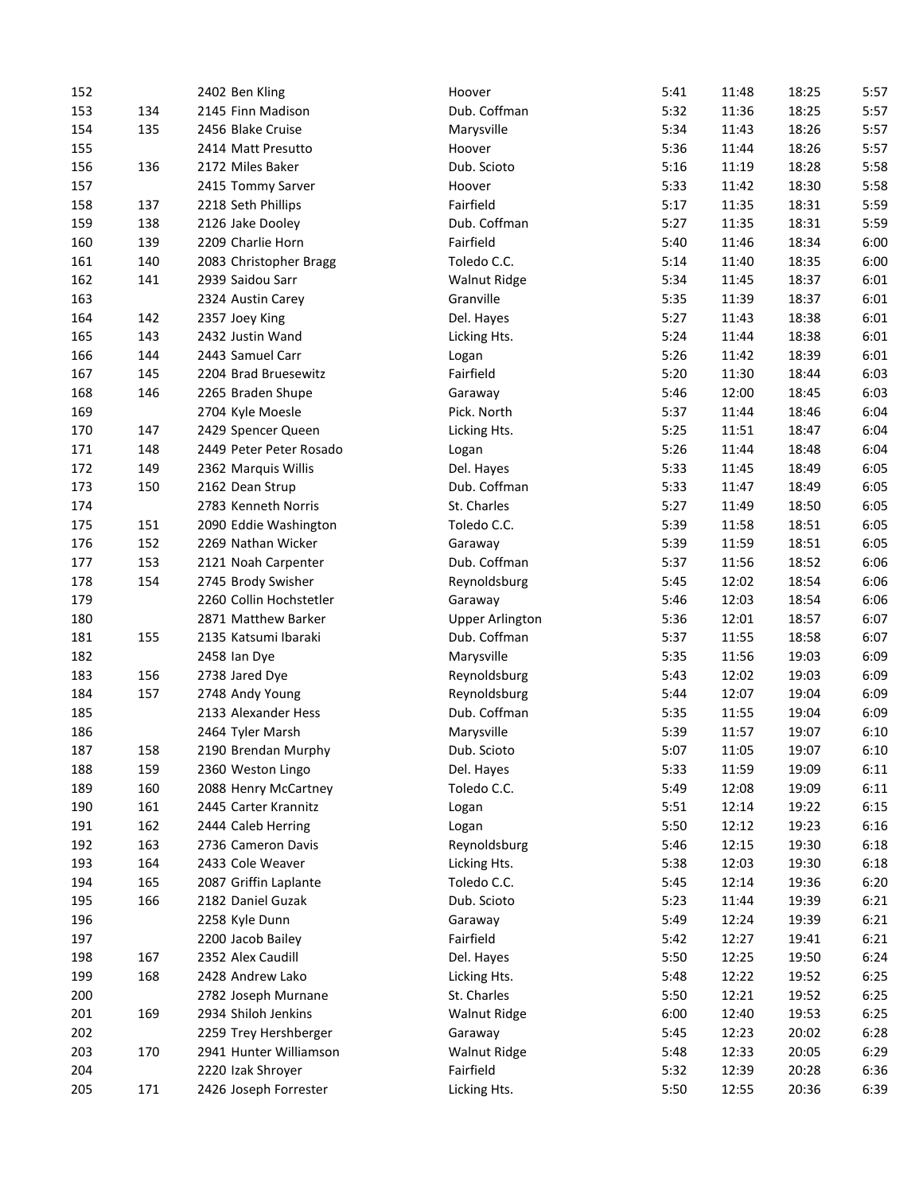| | | | | | | | |
|---|---|---|---|---|---|---|---|
| 152 | | 2402 Ben Kling | Hoover | 5:41 | 11:48 | 18:25 | 5:57 |
| 153 | 134 | 2145 Finn Madison | Dub. Coffman | 5:32 | 11:36 | 18:25 | 5:57 |
| 154 | 135 | 2456 Blake Cruise | Marysville | 5:34 | 11:43 | 18:26 | 5:57 |
| 155 | | 2414 Matt Presutto | Hoover | 5:36 | 11:44 | 18:26 | 5:57 |
| 156 | 136 | 2172 Miles Baker | Dub. Scioto | 5:16 | 11:19 | 18:28 | 5:58 |
| 157 | | 2415 Tommy Sarver | Hoover | 5:33 | 11:42 | 18:30 | 5:58 |
| 158 | 137 | 2218 Seth Phillips | Fairfield | 5:17 | 11:35 | 18:31 | 5:59 |
| 159 | 138 | 2126 Jake Dooley | Dub. Coffman | 5:27 | 11:35 | 18:31 | 5:59 |
| 160 | 139 | 2209 Charlie Horn | Fairfield | 5:40 | 11:46 | 18:34 | 6:00 |
| 161 | 140 | 2083 Christopher Bragg | Toledo C.C. | 5:14 | 11:40 | 18:35 | 6:00 |
| 162 | 141 | 2939 Saidou Sarr | Walnut Ridge | 5:34 | 11:45 | 18:37 | 6:01 |
| 163 | | 2324 Austin Carey | Granville | 5:35 | 11:39 | 18:37 | 6:01 |
| 164 | 142 | 2357 Joey King | Del. Hayes | 5:27 | 11:43 | 18:38 | 6:01 |
| 165 | 143 | 2432 Justin Wand | Licking Hts. | 5:24 | 11:44 | 18:38 | 6:01 |
| 166 | 144 | 2443 Samuel Carr | Logan | 5:26 | 11:42 | 18:39 | 6:01 |
| 167 | 145 | 2204 Brad Bruesewitz | Fairfield | 5:20 | 11:30 | 18:44 | 6:03 |
| 168 | 146 | 2265 Braden Shupe | Garaway | 5:46 | 12:00 | 18:45 | 6:03 |
| 169 | | 2704 Kyle Moesle | Pick. North | 5:37 | 11:44 | 18:46 | 6:04 |
| 170 | 147 | 2429 Spencer Queen | Licking Hts. | 5:25 | 11:51 | 18:47 | 6:04 |
| 171 | 148 | 2449 Peter Peter Rosado | Logan | 5:26 | 11:44 | 18:48 | 6:04 |
| 172 | 149 | 2362 Marquis Willis | Del. Hayes | 5:33 | 11:45 | 18:49 | 6:05 |
| 173 | 150 | 2162 Dean Strup | Dub. Coffman | 5:33 | 11:47 | 18:49 | 6:05 |
| 174 | | 2783 Kenneth Norris | St. Charles | 5:27 | 11:49 | 18:50 | 6:05 |
| 175 | 151 | 2090 Eddie Washington | Toledo C.C. | 5:39 | 11:58 | 18:51 | 6:05 |
| 176 | 152 | 2269 Nathan Wicker | Garaway | 5:39 | 11:59 | 18:51 | 6:05 |
| 177 | 153 | 2121 Noah Carpenter | Dub. Coffman | 5:37 | 11:56 | 18:52 | 6:06 |
| 178 | 154 | 2745 Brody Swisher | Reynoldsburg | 5:45 | 12:02 | 18:54 | 6:06 |
| 179 | | 2260 Collin Hochstetler | Garaway | 5:46 | 12:03 | 18:54 | 6:06 |
| 180 | | 2871 Matthew Barker | Upper Arlington | 5:36 | 12:01 | 18:57 | 6:07 |
| 181 | 155 | 2135 Katsumi Ibaraki | Dub. Coffman | 5:37 | 11:55 | 18:58 | 6:07 |
| 182 | | 2458 Ian Dye | Marysville | 5:35 | 11:56 | 19:03 | 6:09 |
| 183 | 156 | 2738 Jared Dye | Reynoldsburg | 5:43 | 12:02 | 19:03 | 6:09 |
| 184 | 157 | 2748 Andy Young | Reynoldsburg | 5:44 | 12:07 | 19:04 | 6:09 |
| 185 | | 2133 Alexander Hess | Dub. Coffman | 5:35 | 11:55 | 19:04 | 6:09 |
| 186 | | 2464 Tyler Marsh | Marysville | 5:39 | 11:57 | 19:07 | 6:10 |
| 187 | 158 | 2190 Brendan Murphy | Dub. Scioto | 5:07 | 11:05 | 19:07 | 6:10 |
| 188 | 159 | 2360 Weston Lingo | Del. Hayes | 5:33 | 11:59 | 19:09 | 6:11 |
| 189 | 160 | 2088 Henry McCartney | Toledo C.C. | 5:49 | 12:08 | 19:09 | 6:11 |
| 190 | 161 | 2445 Carter Krannitz | Logan | 5:51 | 12:14 | 19:22 | 6:15 |
| 191 | 162 | 2444 Caleb Herring | Logan | 5:50 | 12:12 | 19:23 | 6:16 |
| 192 | 163 | 2736 Cameron Davis | Reynoldsburg | 5:46 | 12:15 | 19:30 | 6:18 |
| 193 | 164 | 2433 Cole Weaver | Licking Hts. | 5:38 | 12:03 | 19:30 | 6:18 |
| 194 | 165 | 2087 Griffin Laplante | Toledo C.C. | 5:45 | 12:14 | 19:36 | 6:20 |
| 195 | 166 | 2182 Daniel Guzak | Dub. Scioto | 5:23 | 11:44 | 19:39 | 6:21 |
| 196 | | 2258 Kyle Dunn | Garaway | 5:49 | 12:24 | 19:39 | 6:21 |
| 197 | | 2200 Jacob Bailey | Fairfield | 5:42 | 12:27 | 19:41 | 6:21 |
| 198 | 167 | 2352 Alex Caudill | Del. Hayes | 5:50 | 12:25 | 19:50 | 6:24 |
| 199 | 168 | 2428 Andrew Lako | Licking Hts. | 5:48 | 12:22 | 19:52 | 6:25 |
| 200 | | 2782 Joseph Murnane | St. Charles | 5:50 | 12:21 | 19:52 | 6:25 |
| 201 | 169 | 2934 Shiloh Jenkins | Walnut Ridge | 6:00 | 12:40 | 19:53 | 6:25 |
| 202 | | 2259 Trey Hershberger | Garaway | 5:45 | 12:23 | 20:02 | 6:28 |
| 203 | 170 | 2941 Hunter Williamson | Walnut Ridge | 5:48 | 12:33 | 20:05 | 6:29 |
| 204 | | 2220 Izak Shroyer | Fairfield | 5:32 | 12:39 | 20:28 | 6:36 |
| 205 | 171 | 2426 Joseph Forrester | Licking Hts. | 5:50 | 12:55 | 20:36 | 6:39 |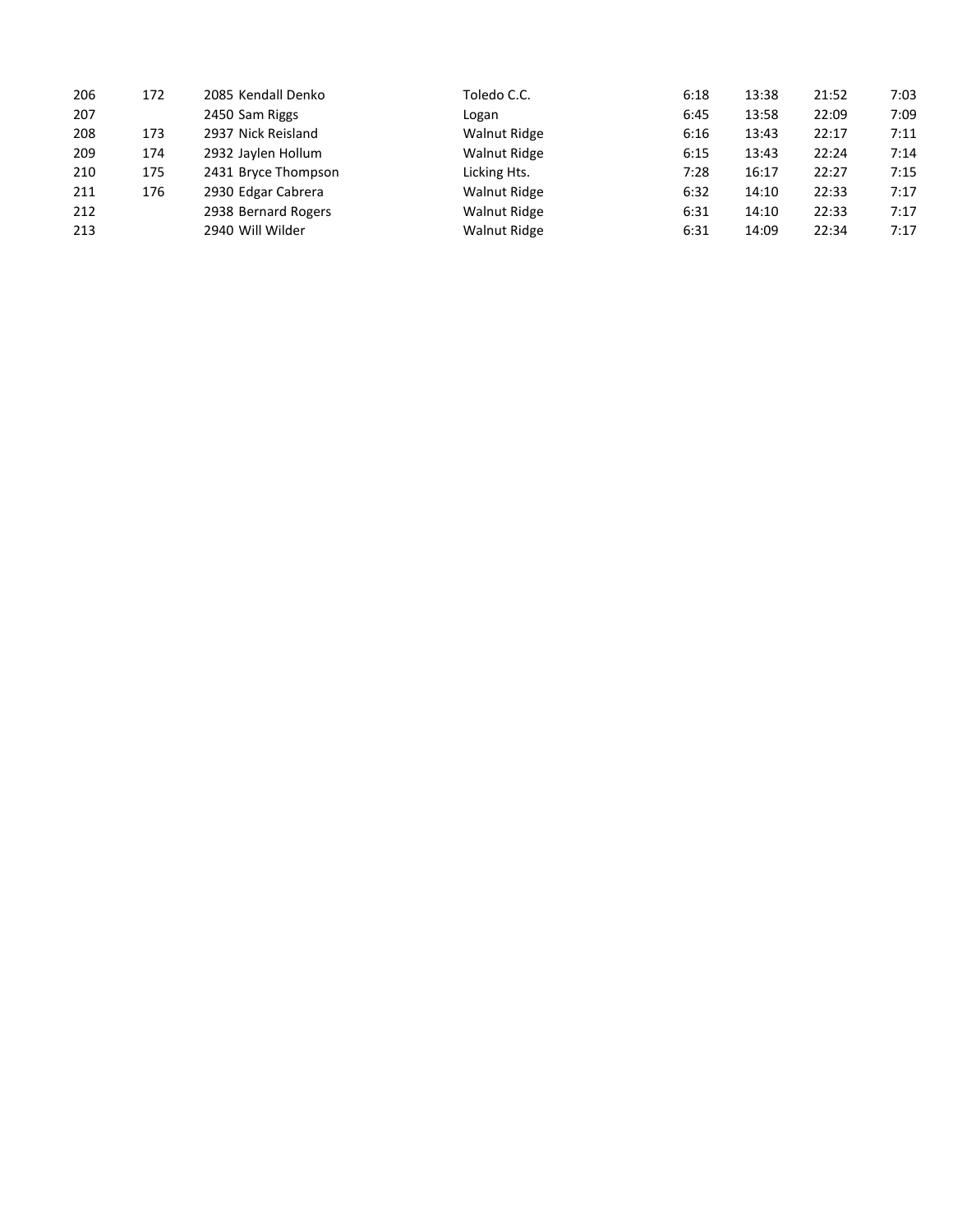| | | | | | | | | |
|---|---|---|---|---|---|---|---|---|
| 206 | 172 | 2085 | Kendall Denko | Toledo C.C. | 6:18 | 13:38 | 21:52 | 7:03 |
| 207 | | 2450 | Sam Riggs | Logan | 6:45 | 13:58 | 22:09 | 7:09 |
| 208 | 173 | 2937 | Nick Reisland | Walnut Ridge | 6:16 | 13:43 | 22:17 | 7:11 |
| 209 | 174 | 2932 | Jaylen Hollum | Walnut Ridge | 6:15 | 13:43 | 22:24 | 7:14 |
| 210 | 175 | 2431 | Bryce Thompson | Licking Hts. | 7:28 | 16:17 | 22:27 | 7:15 |
| 211 | 176 | 2930 | Edgar Cabrera | Walnut Ridge | 6:32 | 14:10 | 22:33 | 7:17 |
| 212 | | 2938 | Bernard Rogers | Walnut Ridge | 6:31 | 14:10 | 22:33 | 7:17 |
| 213 | | 2940 | Will Wilder | Walnut Ridge | 6:31 | 14:09 | 22:34 | 7:17 |